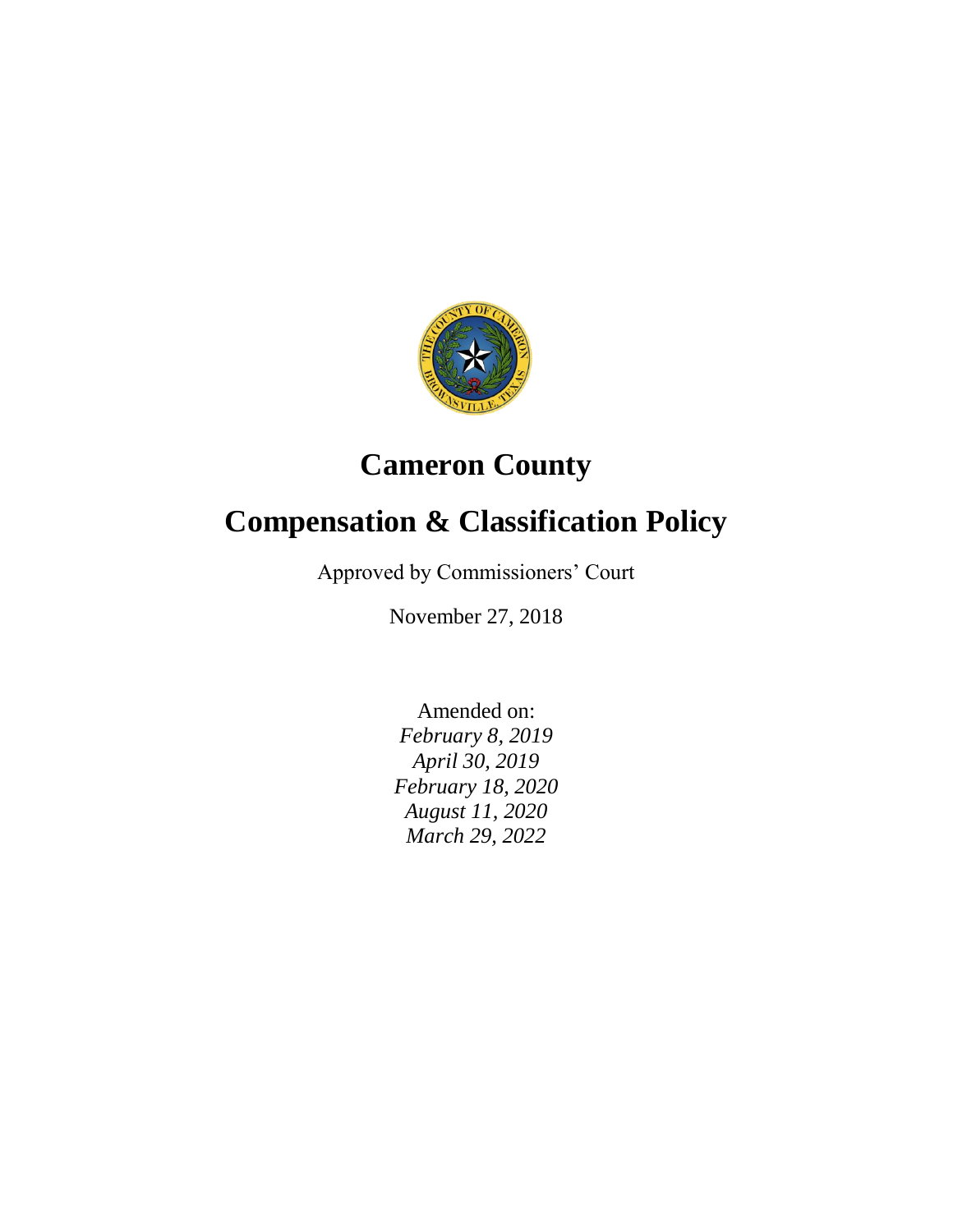# Cameron County

# Compensation & Classification Policy

Approved by Commissioners' Court

November 27, 2018

Amended on:

*February 8, 2019*

*April 30, 2019*

*February 18, 2020*

*August 11, 2020*

*March 29, 2022*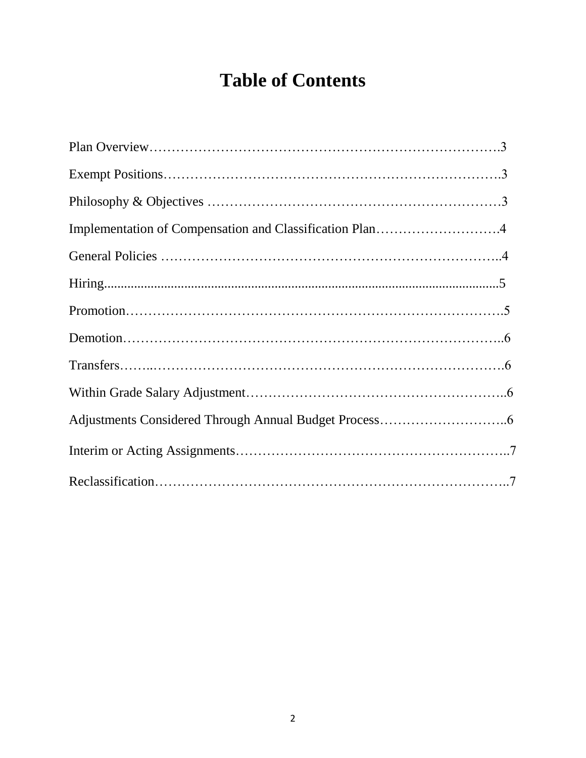# Table of Contents

Plan Overview……………………………………………………………………….3

Exempt Positions………………………………………………………………….3

Philosophy & Objectives …………………………………………………………3

Implementation of Compensation and Classification Plan……………………….4

General Policies …………………………………………………………………..4

Hiring.....................................................................................................................5

Promotion………………………………………………………………………….5

Demotion…………………………………………………………………………..6

Transfers……..……………………………………………………………………6

Within Grade Salary Adjustment…………………………………………………..6

Adjustments Considered Through Annual Budget Process………………………..6

Interim or Acting Assignments……………………………………………………..7

Reclassification……………………………………………………………………..7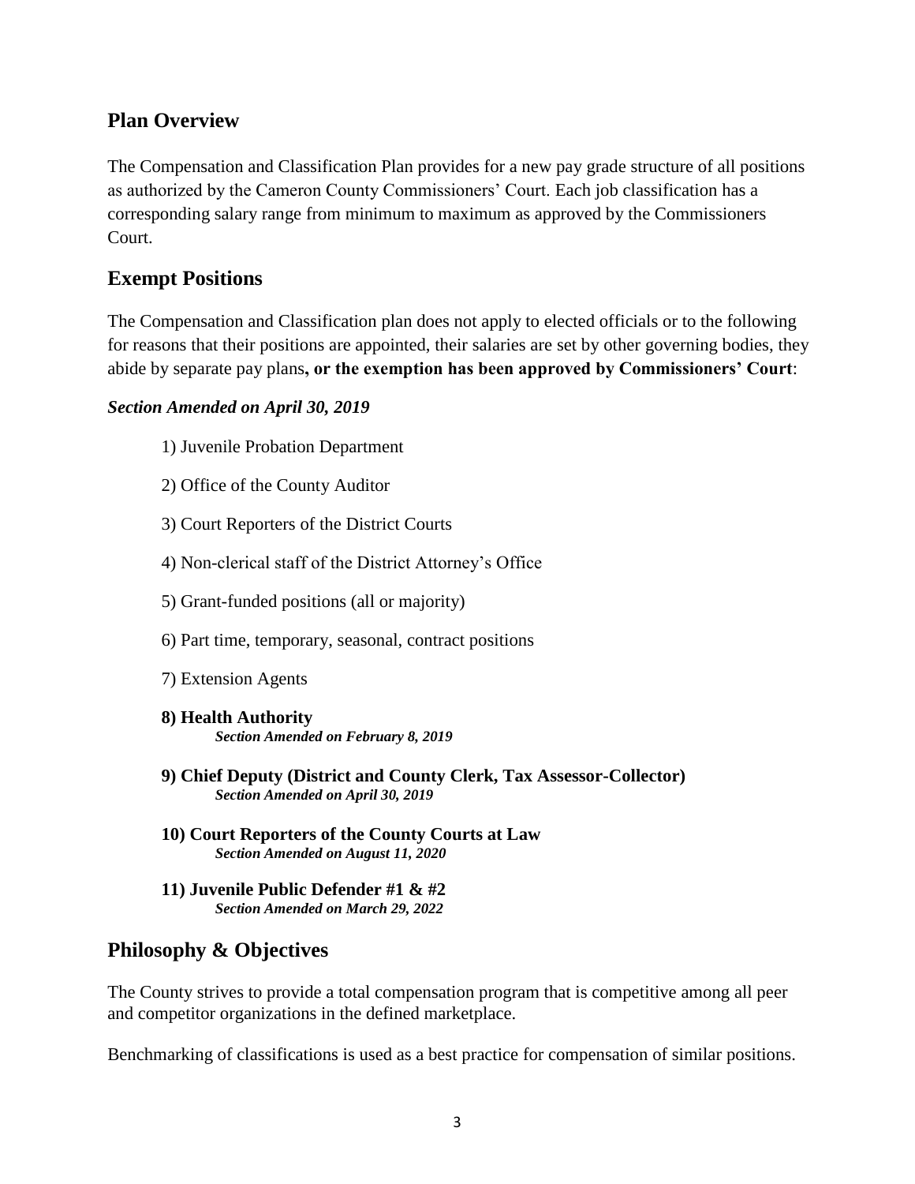## Plan Overview

The Compensation and Classification Plan provides for a new pay grade structure of all positions as authorized by the Cameron County Commissioners' Court. Each job classification has a corresponding salary range from minimum to maximum as approved by the Commissioners Court.

## Exempt Positions

The Compensation and Classification plan does not apply to elected officials or to the following for reasons that their positions are appointed, their salaries are set by other governing bodies, they abide by separate pay plans**, or the exemption has been approved by Commissioners' Court**:

***Section Amended on April 30, 2019***

1) Juvenile Probation Department
2) Office of the County Auditor
3) Court Reporters of the District Courts
4) Non-clerical staff of the District Attorney's Office
5) Grant-funded positions (all or majority)
6) Part time, temporary, seasonal, contract positions
7) Extension Agents
8) **Health Authority**
   ***Section Amended on February 8, 2019***
9) **Chief Deputy (District and County Clerk, Tax Assessor-Collector)**
   ***Section Amended on April 30, 2019***
10) **Court Reporters of the County Courts at Law**
    ***Section Amended on August 11, 2020***
11) **Juvenile Public Defender #1 & #2**
    ***Section Amended on March 29, 2022***

## Philosophy & Objectives

The County strives to provide a total compensation program that is competitive among all peer and competitor organizations in the defined marketplace.

Benchmarking of classifications is used as a best practice for compensation of similar positions.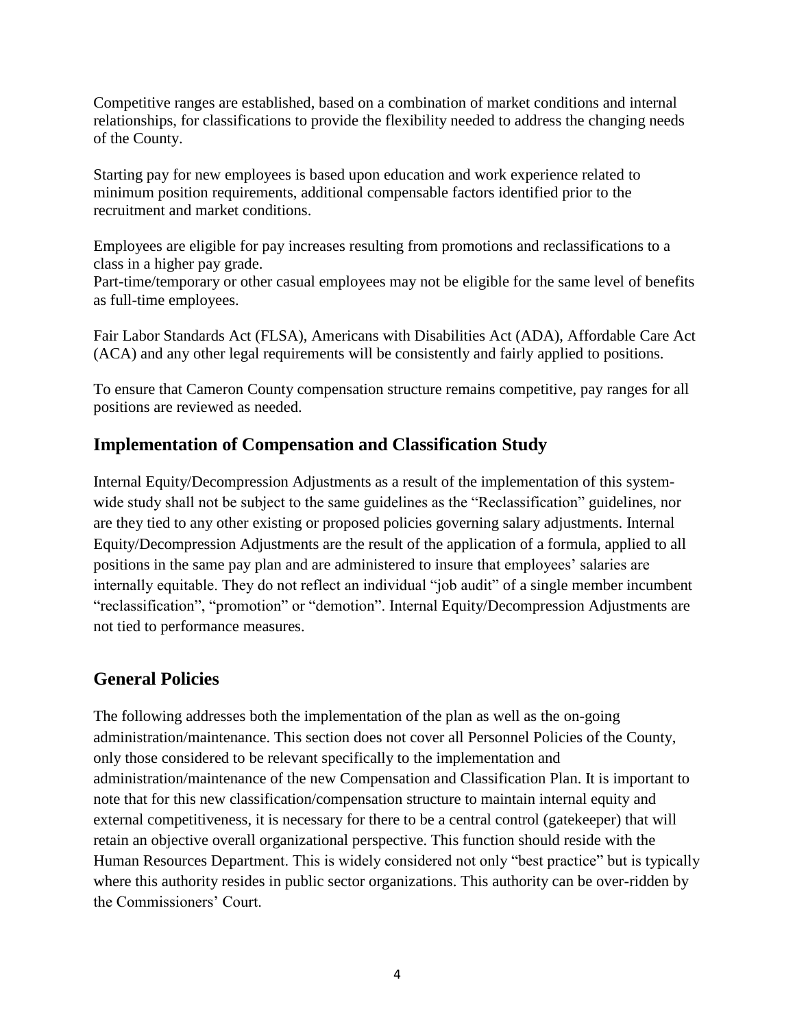Competitive ranges are established, based on a combination of market conditions and internal relationships, for classifications to provide the flexibility needed to address the changing needs of the County.

Starting pay for new employees is based upon education and work experience related to minimum position requirements, additional compensable factors identified prior to the recruitment and market conditions.

Employees are eligible for pay increases resulting from promotions and reclassifications to a class in a higher pay grade.
Part-time/temporary or other casual employees may not be eligible for the same level of benefits as full-time employees.

Fair Labor Standards Act (FLSA), Americans with Disabilities Act (ADA), Affordable Care Act (ACA) and any other legal requirements will be consistently and fairly applied to positions.

To ensure that Cameron County compensation structure remains competitive, pay ranges for all positions are reviewed as needed.

## Implementation of Compensation and Classification Study

Internal Equity/Decompression Adjustments as a result of the implementation of this system-wide study shall not be subject to the same guidelines as the "Reclassification" guidelines, nor are they tied to any other existing or proposed policies governing salary adjustments. Internal Equity/Decompression Adjustments are the result of the application of a formula, applied to all positions in the same pay plan and are administered to insure that employees' salaries are internally equitable. They do not reflect an individual "job audit" of a single member incumbent "reclassification", "promotion" or "demotion". Internal Equity/Decompression Adjustments are not tied to performance measures.

## General Policies

The following addresses both the implementation of the plan as well as the on-going administration/maintenance. This section does not cover all Personnel Policies of the County, only those considered to be relevant specifically to the implementation and administration/maintenance of the new Compensation and Classification Plan. It is important to note that for this new classification/compensation structure to maintain internal equity and external competitiveness, it is necessary for there to be a central control (gatekeeper) that will retain an objective overall organizational perspective. This function should reside with the Human Resources Department. This is widely considered not only "best practice" but is typically where this authority resides in public sector organizations. This authority can be over-ridden by the Commissioners' Court.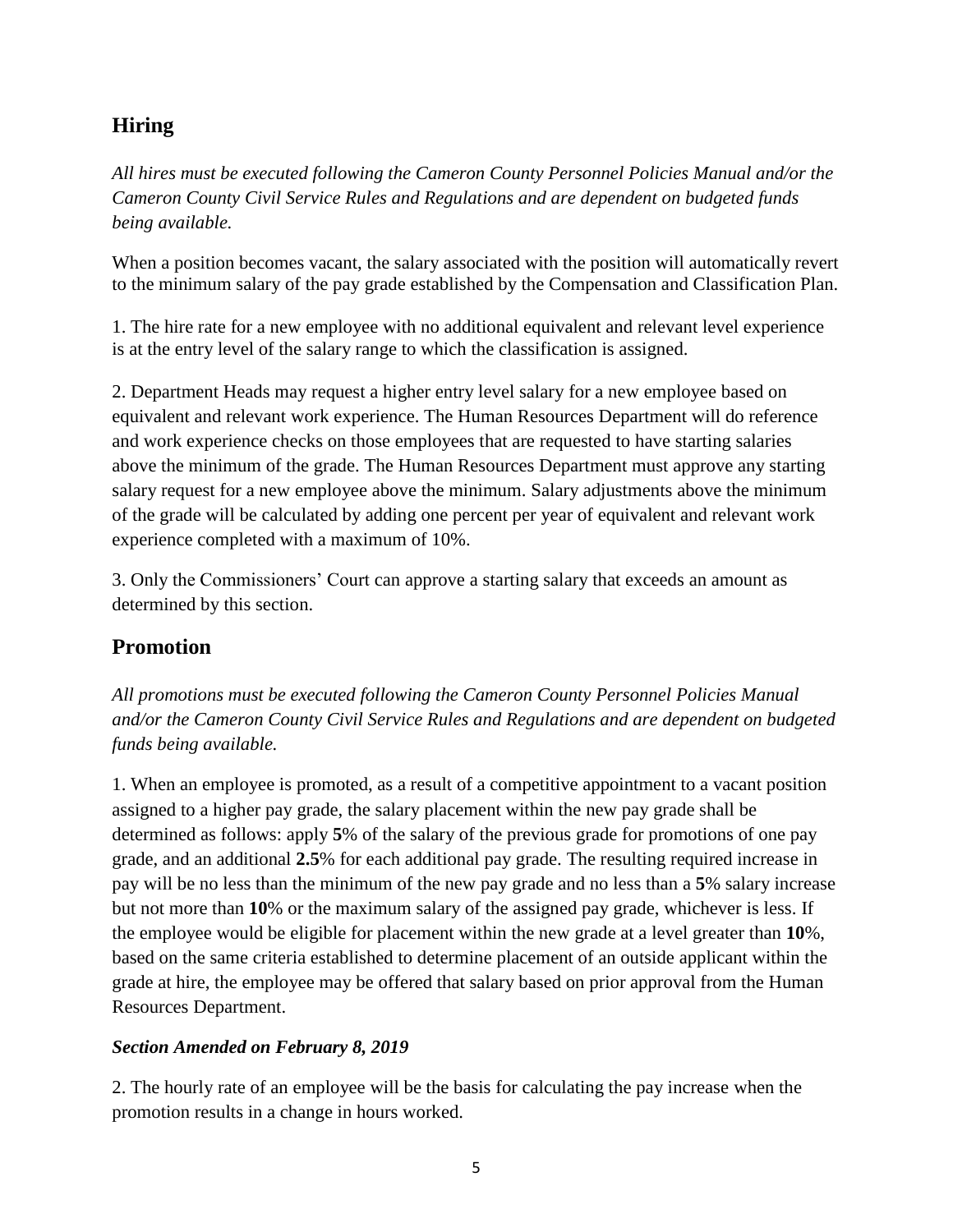## Hiring

*All hires must be executed following the Cameron County Personnel Policies Manual and/or the Cameron County Civil Service Rules and Regulations and are dependent on budgeted funds being available.*

When a position becomes vacant, the salary associated with the position will automatically revert to the minimum salary of the pay grade established by the Compensation and Classification Plan.

1. The hire rate for a new employee with no additional equivalent and relevant level experience is at the entry level of the salary range to which the classification is assigned.

2. Department Heads may request a higher entry level salary for a new employee based on equivalent and relevant work experience. The Human Resources Department will do reference and work experience checks on those employees that are requested to have starting salaries above the minimum of the grade. The Human Resources Department must approve any starting salary request for a new employee above the minimum. Salary adjustments above the minimum of the grade will be calculated by adding one percent per year of equivalent and relevant work experience completed with a maximum of 10%.

3. Only the Commissioners' Court can approve a starting salary that exceeds an amount as determined by this section.

## Promotion

*All promotions must be executed following the Cameron County Personnel Policies Manual and/or the Cameron County Civil Service Rules and Regulations and are dependent on budgeted funds being available.*

1. When an employee is promoted, as a result of a competitive appointment to a vacant position assigned to a higher pay grade, the salary placement within the new pay grade shall be determined as follows: apply **5**% of the salary of the previous grade for promotions of one pay grade, and an additional **2.5**% for each additional pay grade. The resulting required increase in pay will be no less than the minimum of the new pay grade and no less than a **5**% salary increase but not more than **10**% or the maximum salary of the assigned pay grade, whichever is less. If the employee would be eligible for placement within the new grade at a level greater than **10**%, based on the same criteria established to determine placement of an outside applicant within the grade at hire, the employee may be offered that salary based on prior approval from the Human Resources Department.

***Section Amended on February 8, 2019***

2. The hourly rate of an employee will be the basis for calculating the pay increase when the promotion results in a change in hours worked.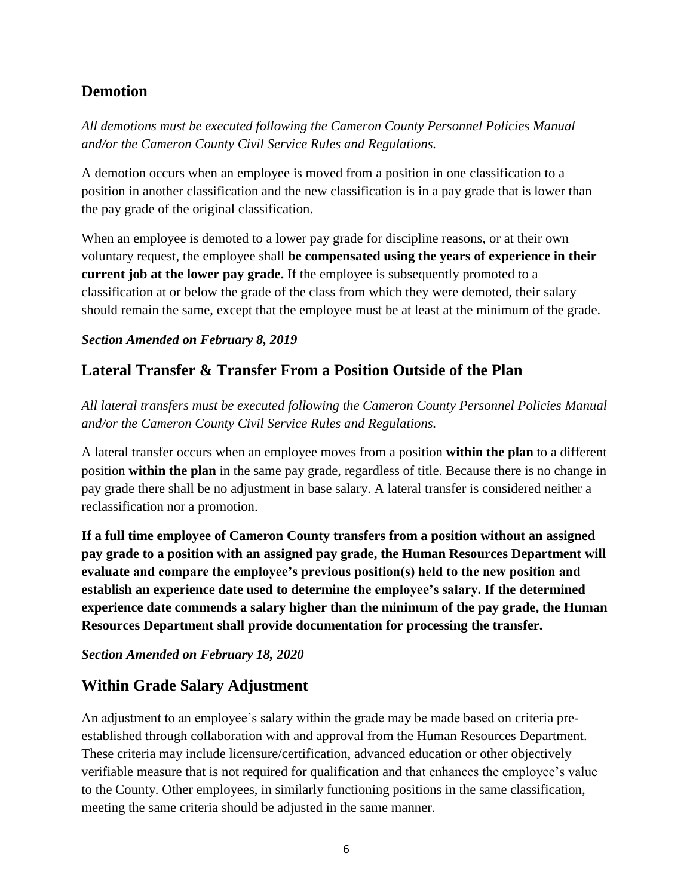## Demotion

*All demotions must be executed following the Cameron County Personnel Policies Manual and/or the Cameron County Civil Service Rules and Regulations.*

A demotion occurs when an employee is moved from a position in one classification to a position in another classification and the new classification is in a pay grade that is lower than the pay grade of the original classification.

When an employee is demoted to a lower pay grade for discipline reasons, or at their own voluntary request, the employee shall **be compensated using the years of experience in their current job at the lower pay grade.** If the employee is subsequently promoted to a classification at or below the grade of the class from which they were demoted, their salary should remain the same, except that the employee must be at least at the minimum of the grade.

***Section Amended on February 8, 2019***

## Lateral Transfer & Transfer From a Position Outside of the Plan

*All lateral transfers must be executed following the Cameron County Personnel Policies Manual and/or the Cameron County Civil Service Rules and Regulations.*

A lateral transfer occurs when an employee moves from a position **within the plan** to a different position **within the plan** in the same pay grade, regardless of title. Because there is no change in pay grade there shall be no adjustment in base salary. A lateral transfer is considered neither a reclassification nor a promotion.

**If a full time employee of Cameron County transfers from a position without an assigned pay grade to a position with an assigned pay grade, the Human Resources Department will evaluate and compare the employee's previous position(s) held to the new position and establish an experience date used to determine the employee's salary. If the determined experience date commends a salary higher than the minimum of the pay grade, the Human Resources Department shall provide documentation for processing the transfer.**

***Section Amended on February 18, 2020***

## Within Grade Salary Adjustment

An adjustment to an employee's salary within the grade may be made based on criteria pre-established through collaboration with and approval from the Human Resources Department. These criteria may include licensure/certification, advanced education or other objectively verifiable measure that is not required for qualification and that enhances the employee's value to the County. Other employees, in similarly functioning positions in the same classification, meeting the same criteria should be adjusted in the same manner.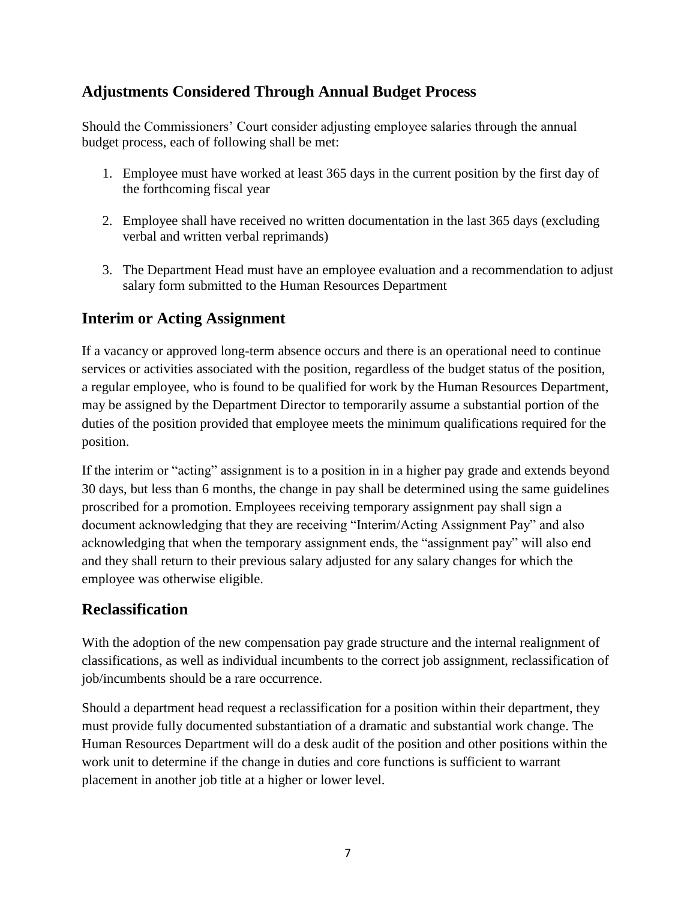## Adjustments Considered Through Annual Budget Process

Should the Commissioners' Court consider adjusting employee salaries through the annual budget process, each of following shall be met:

1. Employee must have worked at least 365 days in the current position by the first day of the forthcoming fiscal year

2. Employee shall have received no written documentation in the last 365 days (excluding verbal and written verbal reprimands)

3. The Department Head must have an employee evaluation and a recommendation to adjust salary form submitted to the Human Resources Department

## Interim or Acting Assignment

If a vacancy or approved long-term absence occurs and there is an operational need to continue services or activities associated with the position, regardless of the budget status of the position, a regular employee, who is found to be qualified for work by the Human Resources Department, may be assigned by the Department Director to temporarily assume a substantial portion of the duties of the position provided that employee meets the minimum qualifications required for the position.

If the interim or "acting" assignment is to a position in in a higher pay grade and extends beyond 30 days, but less than 6 months, the change in pay shall be determined using the same guidelines proscribed for a promotion. Employees receiving temporary assignment pay shall sign a document acknowledging that they are receiving "Interim/Acting Assignment Pay" and also acknowledging that when the temporary assignment ends, the "assignment pay" will also end and they shall return to their previous salary adjusted for any salary changes for which the employee was otherwise eligible.

## Reclassification

With the adoption of the new compensation pay grade structure and the internal realignment of classifications, as well as individual incumbents to the correct job assignment, reclassification of job/incumbents should be a rare occurrence.

Should a department head request a reclassification for a position within their department, they must provide fully documented substantiation of a dramatic and substantial work change. The Human Resources Department will do a desk audit of the position and other positions within the work unit to determine if the change in duties and core functions is sufficient to warrant placement in another job title at a higher or lower level.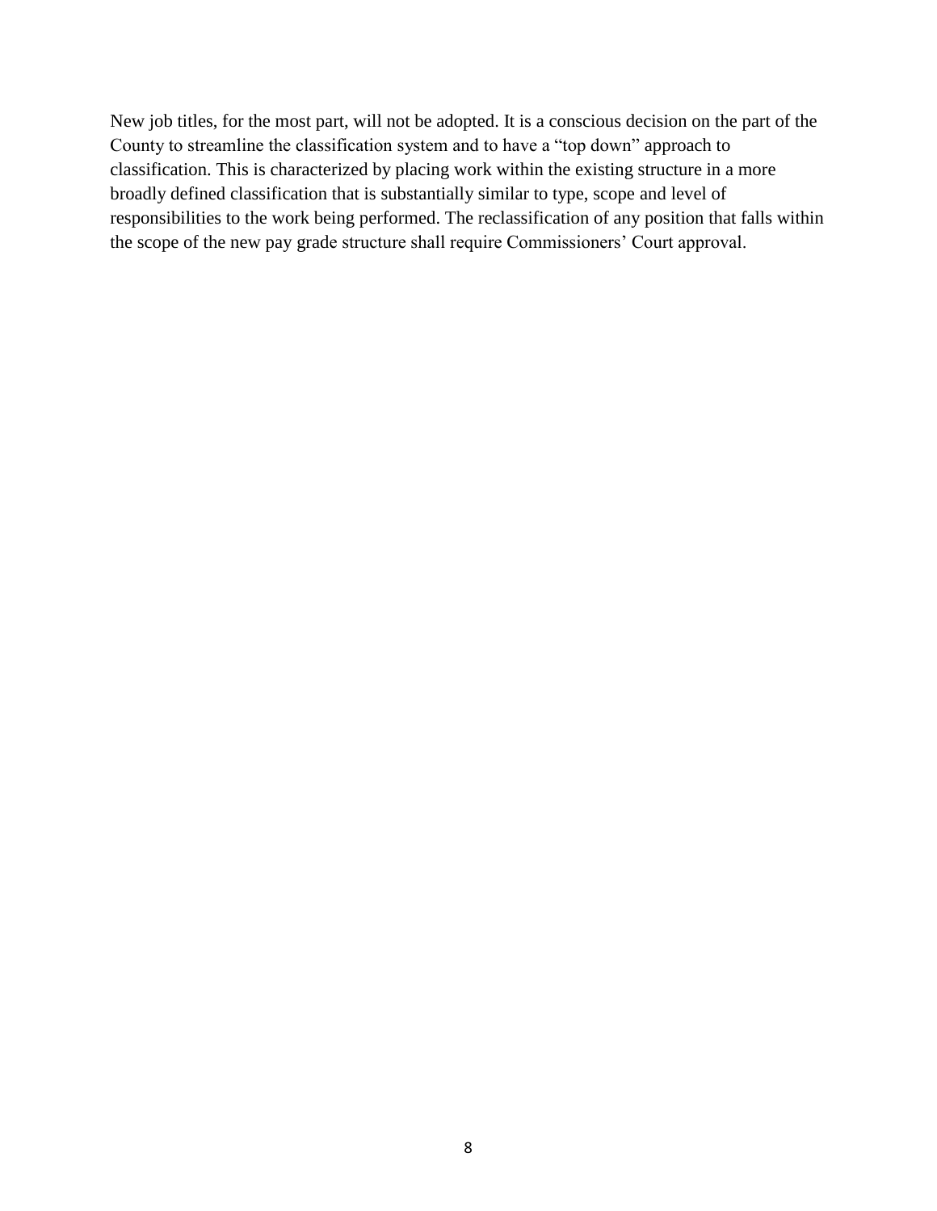New job titles, for the most part, will not be adopted. It is a conscious decision on the part of the County to streamline the classification system and to have a "top down" approach to classification. This is characterized by placing work within the existing structure in a more broadly defined classification that is substantially similar to type, scope and level of responsibilities to the work being performed. The reclassification of any position that falls within the scope of the new pay grade structure shall require Commissioners' Court approval.